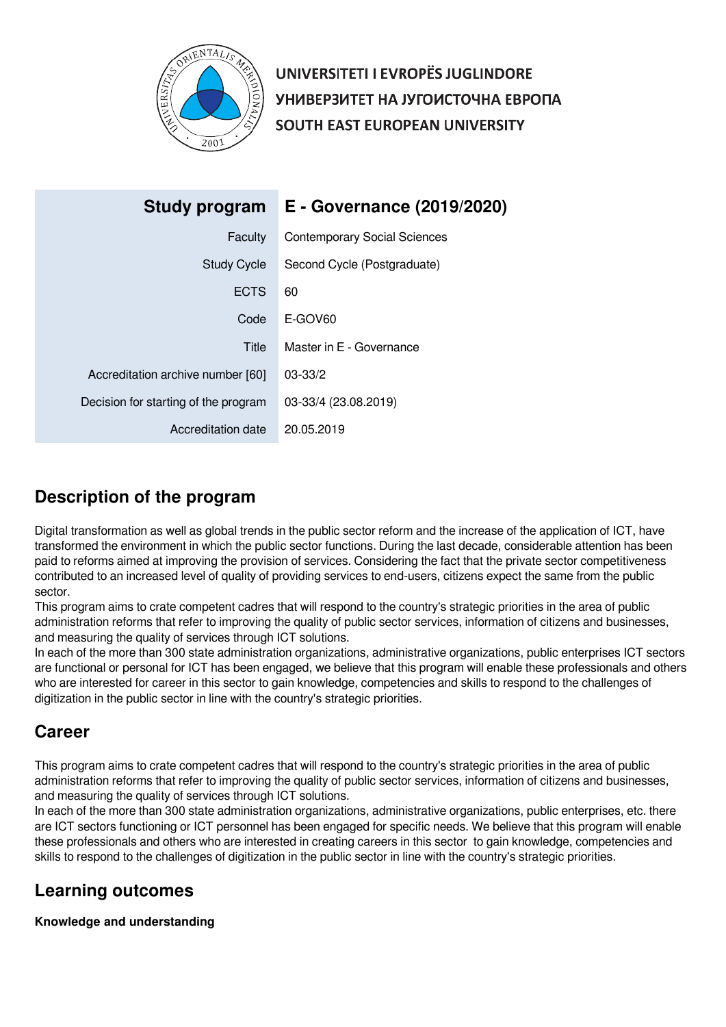UNIVERSITETI I EVROPËS JUGLINDORE
УНИВЕРЗИТЕТ НА ЈУГОИСТОЧНА ЕВРОПА
SOUTH EAST EUROPEAN UNIVERSITY

| Study program | E - Governance (2019/2020) |
|---|---|
| Faculty | Contemporary Social Sciences |
| Study Cycle | Second Cycle (Postgraduate) |
| ECTS | 60 |
| Code | E-GOV60 |
| Title | Master in E - Governance |
| Accreditation archive number [60] | 03-33/2 |
| Decision for starting of the program | 03-33/4 (23.08.2019) |
| Accreditation date | 20.05.2019 |

## Description of the program

Digital transformation as well as global trends in the public sector reform and the increase of the application of ICT, have transformed the environment in which the public sector functions. During the last decade, considerable attention has been paid to reforms aimed at improving the provision of services. Considering the fact that the private sector competitiveness contributed to an increased level of quality of providing services to end-users, citizens expect the same from the public sector.
This program aims to crate competent cadres that will respond to the country's strategic priorities in the area of public administration reforms that refer to improving the quality of public sector services, information of citizens and businesses, and measuring the quality of services through ICT solutions.
In each of the more than 300 state administration organizations, administrative organizations, public enterprises ICT sectors are functional or personal for ICT has been engaged, we believe that this program will enable these professionals and others who are interested for career in this sector to gain knowledge, competencies and skills to respond to the challenges of digitization in the public sector in line with the country's strategic priorities.

## Career

This program aims to crate competent cadres that will respond to the country's strategic priorities in the area of public administration reforms that refer to improving the quality of public sector services, information of citizens and businesses, and measuring the quality of services through ICT solutions.
In each of the more than 300 state administration organizations, administrative organizations, public enterprises, etc. there are ICT sectors functioning or ICT personnel has been engaged for specific needs. We believe that this program will enable these professionals and others who are interested in creating careers in this sector to gain knowledge, competencies and skills to respond to the challenges of digitization in the public sector in line with the country's strategic priorities.

## Learning outcomes

**Knowledge and understanding**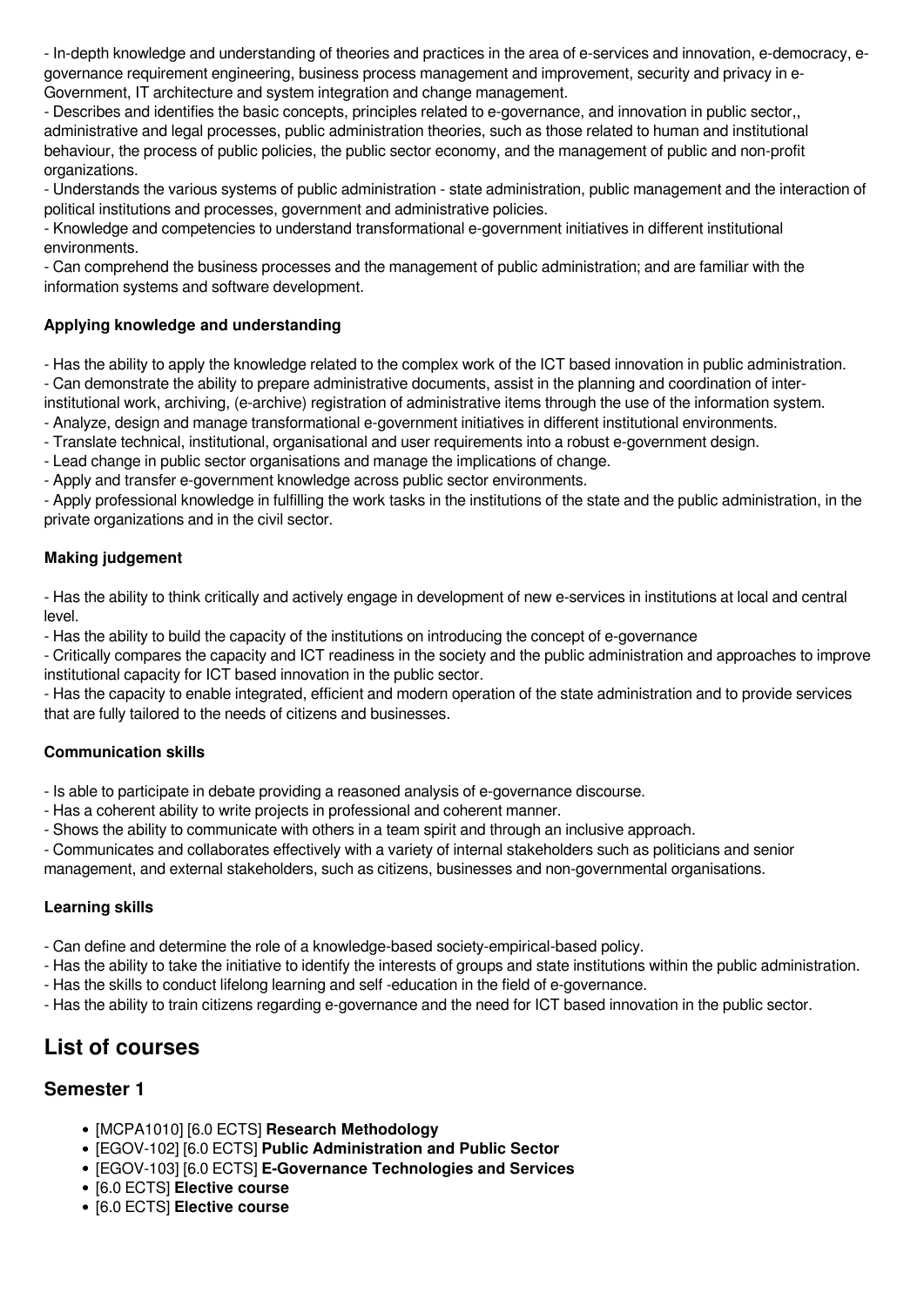- In-depth knowledge and understanding of theories and practices in the area of e-services and innovation, e-democracy, e-governance requirement engineering, business process management and improvement, security and privacy in e-Government, IT architecture and system integration and change management.
- Describes and identifies the basic concepts, principles related to e-governance, and innovation in public sector,, administrative and legal processes, public administration theories, such as those related to human and institutional behaviour, the process of public policies, the public sector economy, and the management of public and non-profit organizations.
- Understands the various systems of public administration - state administration, public management and the interaction of political institutions and processes, government and administrative policies.
- Knowledge and competencies to understand transformational e-government initiatives in different institutional environments.
- Can comprehend the business processes and the management of public administration; and are familiar with the information systems and software development.

**Applying knowledge and understanding**

- Has the ability to apply the knowledge related to the complex work of the ICT based innovation in public administration.
- Can demonstrate the ability to prepare administrative documents, assist in the planning and coordination of inter-institutional work, archiving, (e-archive) registration of administrative items through the use of the information system.
- Analyze, design and manage transformational e-government initiatives in different institutional environments.
- Translate technical, institutional, organisational and user requirements into a robust e-government design.
- Lead change in public sector organisations and manage the implications of change.
- Apply and transfer e-government knowledge across public sector environments.
- Apply professional knowledge in fulfilling the work tasks in the institutions of the state and the public administration, in the private organizations and in the civil sector.

**Making judgement**

- Has the ability to think critically and actively engage in development of new e-services in institutions at local and central level.
- Has the ability to build the capacity of the institutions on introducing the concept of e-governance
- Critically compares the capacity and ICT readiness in the society and the public administration and approaches to improve institutional capacity for ICT based innovation in the public sector.
- Has the capacity to enable integrated, efficient and modern operation of the state administration and to provide services that are fully tailored to the needs of citizens and businesses.

**Communication skills**

- Is able to participate in debate providing a reasoned analysis of e-governance discourse.
- Has a coherent ability to write projects in professional and coherent manner.
- Shows the ability to communicate with others in a team spirit and through an inclusive approach.
- Communicates and collaborates effectively with a variety of internal stakeholders such as politicians and senior management, and external stakeholders, such as citizens, businesses and non-governmental organisations.

**Learning skills**

- Can define and determine the role of a knowledge-based society-empirical-based policy.
- Has the ability to take the initiative to identify the interests of groups and state institutions within the public administration.
- Has the skills to conduct lifelong learning and self -education in the field of e-governance.
- Has the ability to train citizens regarding e-governance and the need for ICT based innovation in the public sector.

## List of courses

### Semester 1

- [MCPA1010] [6.0 ECTS] **Research Methodology**
- [EGOV-102] [6.0 ECTS] **Public Administration and Public Sector**
- [EGOV-103] [6.0 ECTS] **E-Governance Technologies and Services**
- [6.0 ECTS] **Elective course**
- [6.0 ECTS] **Elective course**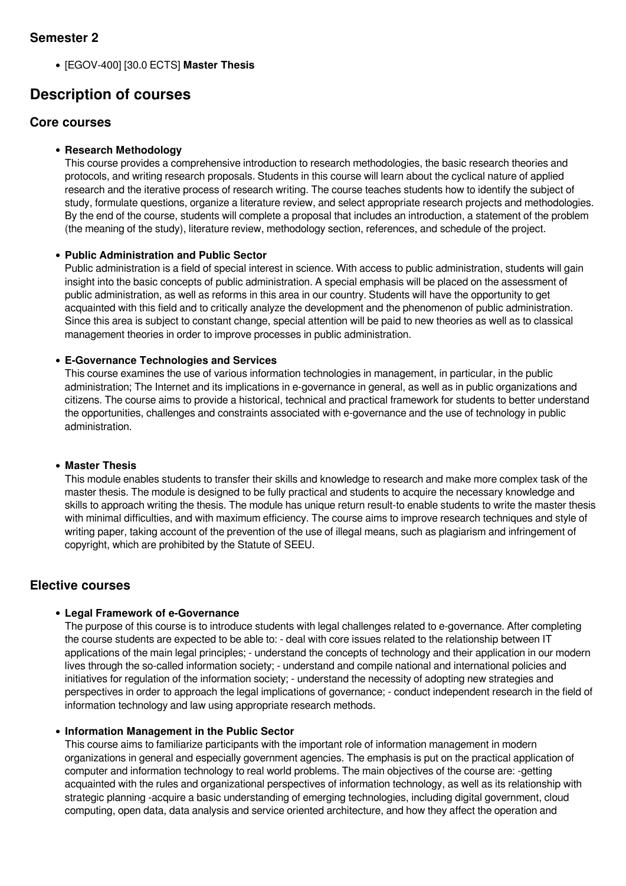### Semester 2

- [EGOV-400] [30.0 ECTS] **Master Thesis**

## Description of courses

### Core courses

- **Research Methodology**
  This course provides a comprehensive introduction to research methodologies, the basic research theories and protocols, and writing research proposals. Students in this course will learn about the cyclical nature of applied research and the iterative process of research writing. The course teaches students how to identify the subject of study, formulate questions, organize a literature review, and select appropriate research projects and methodologies. By the end of the course, students will complete a proposal that includes an introduction, a statement of the problem (the meaning of the study), literature review, methodology section, references, and schedule of the project.

- **Public Administration and Public Sector**
  Public administration is a field of special interest in science. With access to public administration, students will gain insight into the basic concepts of public administration. A special emphasis will be placed on the assessment of public administration, as well as reforms in this area in our country. Students will have the opportunity to get acquainted with this field and to critically analyze the development and the phenomenon of public administration. Since this area is subject to constant change, special attention will be paid to new theories as well as to classical management theories in order to improve processes in public administration.

- **E-Governance Technologies and Services**
  This course examines the use of various information technologies in management, in particular, in the public administration; The Internet and its implications in e-governance in general, as well as in public organizations and citizens. The course aims to provide a historical, technical and practical framework for students to better understand the opportunities, challenges and constraints associated with e-governance and the use of technology in public administration.

- **Master Thesis**
  This module enables students to transfer their skills and knowledge to research and make more complex task of the master thesis. The module is designed to be fully practical and students to acquire the necessary knowledge and skills to approach writing the thesis. The module has unique return result-to enable students to write the master thesis with minimal difficulties, and with maximum efficiency. The course aims to improve research techniques and style of writing paper, taking account of the prevention of the use of illegal means, such as plagiarism and infringement of copyright, which are prohibited by the Statute of SEEU.

### Elective courses

- **Legal Framework of e-Governance**
  The purpose of this course is to introduce students with legal challenges related to e-governance. After completing the course students are expected to be able to: - deal with core issues related to the relationship between IT applications of the main legal principles; - understand the concepts of technology and their application in our modern lives through the so-called information society; - understand and compile national and international policies and initiatives for regulation of the information society; - understand the necessity of adopting new strategies and perspectives in order to approach the legal implications of governance; - conduct independent research in the field of information technology and law using appropriate research methods.

- **Information Management in the Public Sector**
  This course aims to familiarize participants with the important role of information management in modern organizations in general and especially government agencies. The emphasis is put on the practical application of computer and information technology to real world problems. The main objectives of the course are: -getting acquainted with the rules and organizational perspectives of information technology, as well as its relationship with strategic planning -acquire a basic understanding of emerging technologies, including digital government, cloud computing, open data, data analysis and service oriented architecture, and how they affect the operation and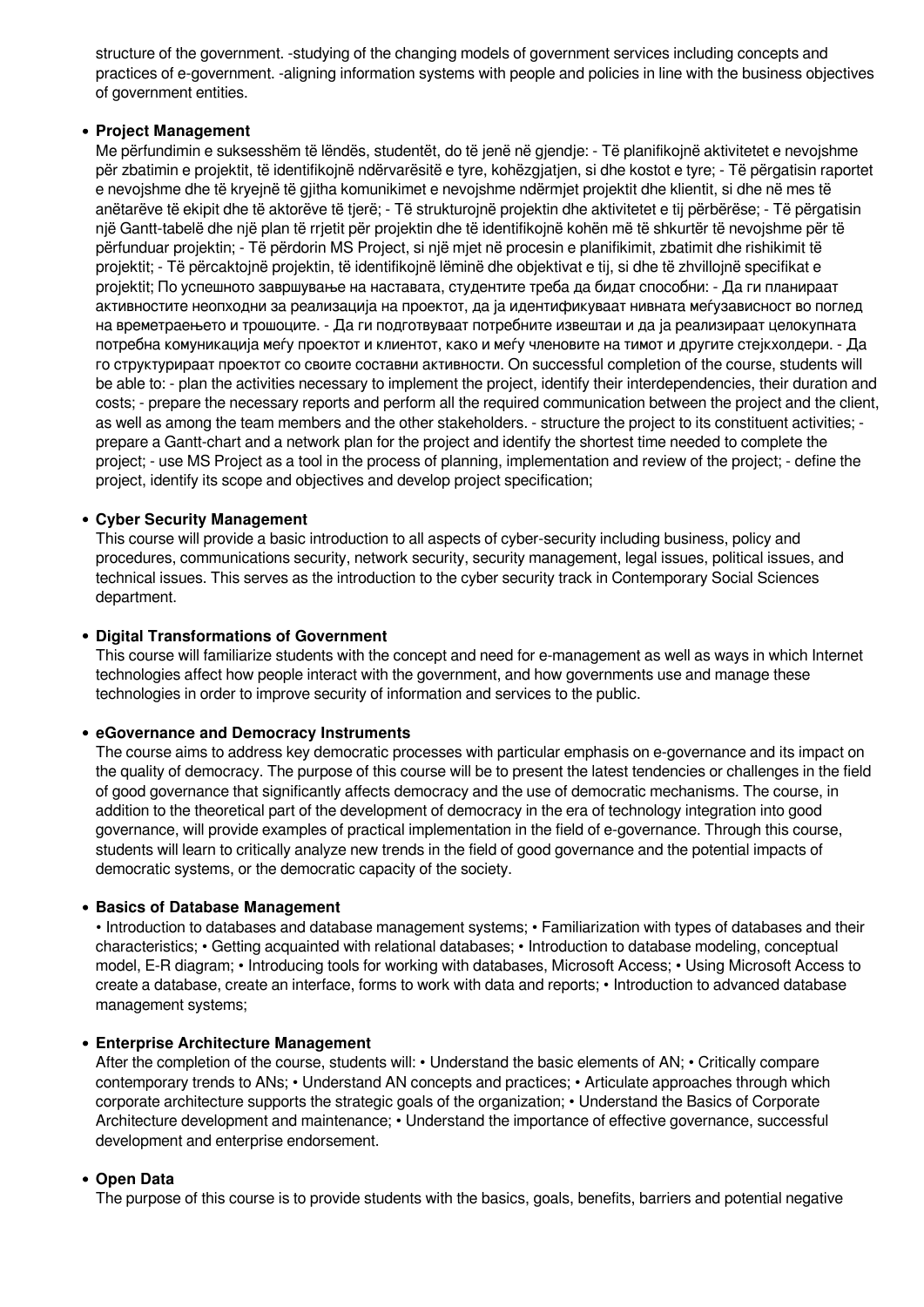structure of the government. -studying of the changing models of government services including concepts and practices of e-government. -aligning information systems with people and policies in line with the business objectives of government entities.

- **Project Management**
  Me përfundimin e suksesshëm të lëndës, studentët, do të jenë në gjendje: - Të planifikojnë aktivitetet e nevojshme për zbatimin e projektit, të identifikojnë ndërvarësitë e tyre, kohëzgjatjen, si dhe kostot e tyre; - Të përgatisin raportet e nevojshme dhe të kryejnë të gjitha komunikimet e nevojshme ndërmjet projektit dhe klientit, si dhe në mes të anëtarëve të ekipit dhe të aktorëve të tjerë; - Të strukturojnë projektin dhe aktivitetet e tij përbërëse; - Të përgatisin një Gantt-tabelë dhe një plan të rrjetit për projektin dhe të identifikojnë kohën më të shkurtër të nevojshme për të përfunduar projektin; - Të përdorin MS Project, si një mjet në procesin e planifikimit, zbatimit dhe rishikimit të projektit; - Të përcaktojnë projektin, të identifikojnë lëminë dhe objektivat e tij, si dhe të zhvillojnë specifikat e projektit; По успешното завршување на наставата, студентите треба да бидат способни: - Да ги планираат активностите неопходни за реализација на проектот, да ја идентификуваат нивната меѓузависност во поглед на времетраењето и трошоците. - Да ги подготвуваат потребните извештаи и да ја реализираат целокупната потребна комуникација меѓу проектот и клиентот, како и меѓу членовите на тимот и другите стејкхолдери. - Да го структурираат проектот со своите составни активности. On successful completion of the course, students will be able to: - plan the activities necessary to implement the project, identify their interdependencies, their duration and costs; - prepare the necessary reports and perform all the required communication between the project and the client, as well as among the team members and the other stakeholders. - structure the project to its constituent activities; - prepare a Gantt-chart and a network plan for the project and identify the shortest time needed to complete the project; - use MS Project as a tool in the process of planning, implementation and review of the project; - define the project, identify its scope and objectives and develop project specification;

- **Cyber Security Management**
  This course will provide a basic introduction to all aspects of cyber-security including business, policy and procedures, communications security, network security, security management, legal issues, political issues, and technical issues. This serves as the introduction to the cyber security track in Contemporary Social Sciences department.

- **Digital Transformations of Government**
  This course will familiarize students with the concept and need for e-management as well as ways in which Internet technologies affect how people interact with the government, and how governments use and manage these technologies in order to improve security of information and services to the public.

- **eGovernance and Democracy Instruments**
  The course aims to address key democratic processes with particular emphasis on e-governance and its impact on the quality of democracy. The purpose of this course will be to present the latest tendencies or challenges in the field of good governance that significantly affects democracy and the use of democratic mechanisms. The course, in addition to the theoretical part of the development of democracy in the era of technology integration into good governance, will provide examples of practical implementation in the field of e-governance. Through this course, students will learn to critically analyze new trends in the field of good governance and the potential impacts of democratic systems, or the democratic capacity of the society.

- **Basics of Database Management**
  • Introduction to databases and database management systems; • Familiarization with types of databases and their characteristics; • Getting acquainted with relational databases; • Introduction to database modeling, conceptual model, E-R diagram; • Introducing tools for working with databases, Microsoft Access; • Using Microsoft Access to create a database, create an interface, forms to work with data and reports; • Introduction to advanced database management systems;

- **Enterprise Architecture Management**
  After the completion of the course, students will: • Understand the basic elements of AN; • Critically compare contemporary trends to ANs; • Understand AN concepts and practices; • Articulate approaches through which corporate architecture supports the strategic goals of the organization; • Understand the Basics of Corporate Architecture development and maintenance; • Understand the importance of effective governance, successful development and enterprise endorsement.

- **Open Data**
  The purpose of this course is to provide students with the basics, goals, benefits, barriers and potential negative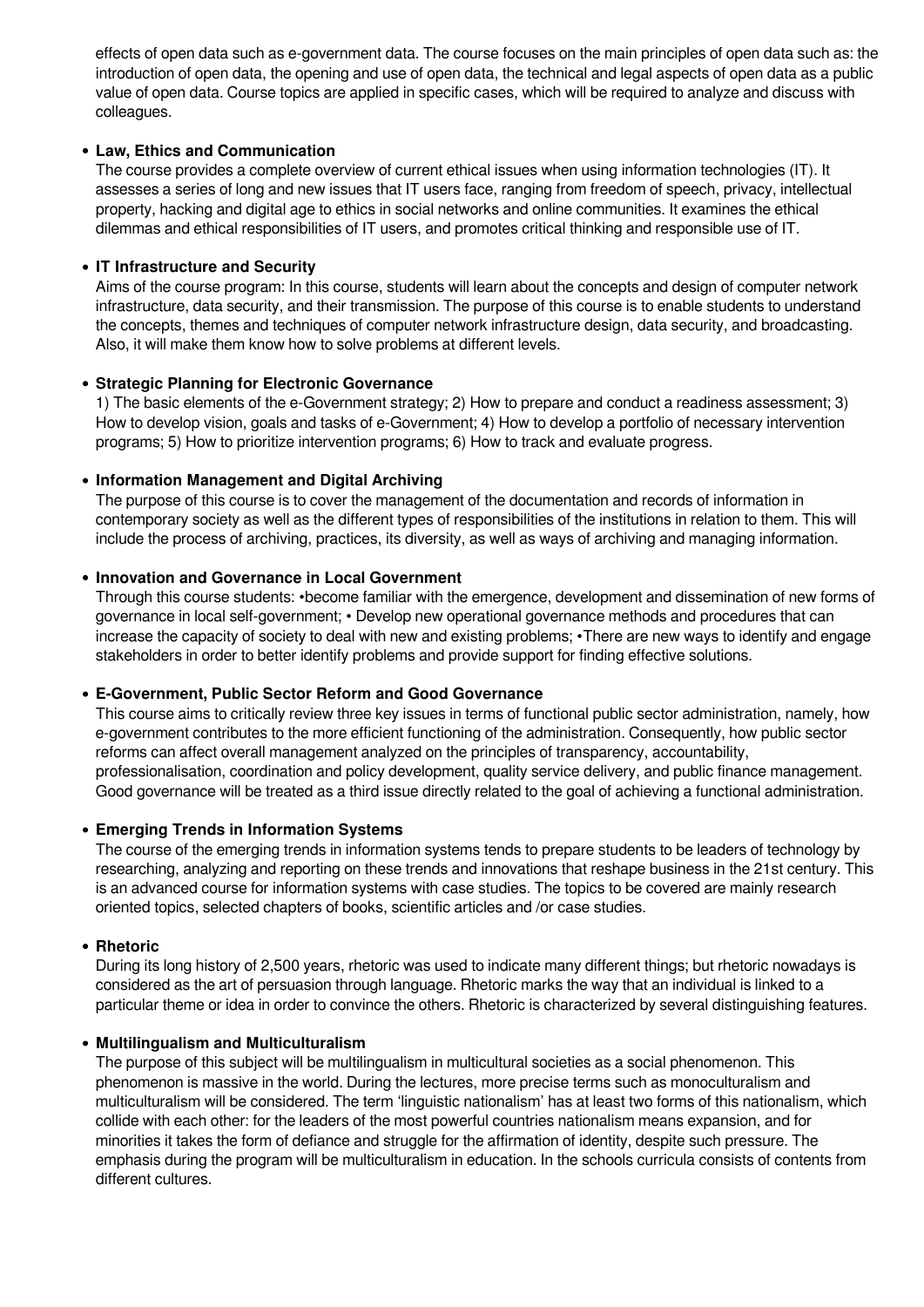effects of open data such as e-government data. The course focuses on the main principles of open data such as: the introduction of open data, the opening and use of open data, the technical and legal aspects of open data as a public value of open data. Course topics are applied in specific cases, which will be required to analyze and discuss with colleagues.

- **Law, Ethics and Communication**
  The course provides a complete overview of current ethical issues when using information technologies (IT). It assesses a series of long and new issues that IT users face, ranging from freedom of speech, privacy, intellectual property, hacking and digital age to ethics in social networks and online communities. It examines the ethical dilemmas and ethical responsibilities of IT users, and promotes critical thinking and responsible use of IT.

- **IT Infrastructure and Security**
  Aims of the course program: In this course, students will learn about the concepts and design of computer network infrastructure, data security, and their transmission. The purpose of this course is to enable students to understand the concepts, themes and techniques of computer network infrastructure design, data security, and broadcasting. Also, it will make them know how to solve problems at different levels.

- **Strategic Planning for Electronic Governance**
  1) The basic elements of the e-Government strategy; 2) How to prepare and conduct a readiness assessment; 3) How to develop vision, goals and tasks of e-Government; 4) How to develop a portfolio of necessary intervention programs; 5) How to prioritize intervention programs; 6) How to track and evaluate progress.

- **Information Management and Digital Archiving**
  The purpose of this course is to cover the management of the documentation and records of information in contemporary society as well as the different types of responsibilities of the institutions in relation to them. This will include the process of archiving, practices, its diversity, as well as ways of archiving and managing information.

- **Innovation and Governance in Local Government**
  Through this course students: •become familiar with the emergence, development and dissemination of new forms of governance in local self-government; • Develop new operational governance methods and procedures that can increase the capacity of society to deal with new and existing problems; •There are new ways to identify and engage stakeholders in order to better identify problems and provide support for finding effective solutions.

- **E-Government, Public Sector Reform and Good Governance**
  This course aims to critically review three key issues in terms of functional public sector administration, namely, how e-government contributes to the more efficient functioning of the administration. Consequently, how public sector reforms can affect overall management analyzed on the principles of transparency, accountability, professionalisation, coordination and policy development, quality service delivery, and public finance management. Good governance will be treated as a third issue directly related to the goal of achieving a functional administration.

- **Emerging Trends in Information Systems**
  The course of the emerging trends in information systems tends to prepare students to be leaders of technology by researching, analyzing and reporting on these trends and innovations that reshape business in the 21st century. This is an advanced course for information systems with case studies. The topics to be covered are mainly research oriented topics, selected chapters of books, scientific articles and /or case studies.

- **Rhetoric**
  During its long history of 2,500 years, rhetoric was used to indicate many different things; but rhetoric nowadays is considered as the art of persuasion through language. Rhetoric marks the way that an individual is linked to a particular theme or idea in order to convince the others. Rhetoric is characterized by several distinguishing features.

- **Multilingualism and Multiculturalism**
  The purpose of this subject will be multilingualism in multicultural societies as a social phenomenon. This phenomenon is massive in the world. During the lectures, more precise terms such as monoculturalism and multiculturalism will be considered. The term 'linguistic nationalism' has at least two forms of this nationalism, which collide with each other: for the leaders of the most powerful countries nationalism means expansion, and for minorities it takes the form of defiance and struggle for the affirmation of identity, despite such pressure. The emphasis during the program will be multiculturalism in education. In the schools curricula consists of contents from different cultures.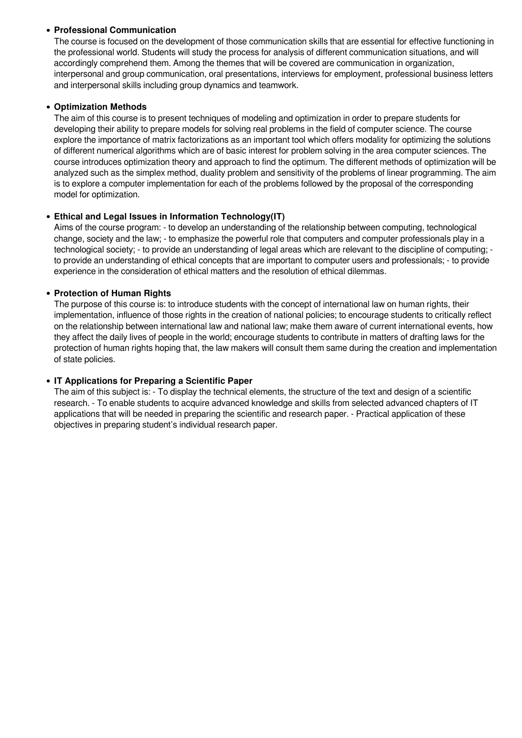- **Professional Communication**
  The course is focused on the development of those communication skills that are essential for effective functioning in the professional world. Students will study the process for analysis of different communication situations, and will accordingly comprehend them. Among the themes that will be covered are communication in organization, interpersonal and group communication, oral presentations, interviews for employment, professional business letters and interpersonal skills including group dynamics and teamwork.

- **Optimization Methods**
  The aim of this course is to present techniques of modeling and optimization in order to prepare students for developing their ability to prepare models for solving real problems in the field of computer science. The course explore the importance of matrix factorizations as an important tool which offers modality for optimizing the solutions of different numerical algorithms which are of basic interest for problem solving in the area computer sciences. The course introduces optimization theory and approach to find the optimum. The different methods of optimization will be analyzed such as the simplex method, duality problem and sensitivity of the problems of linear programming. The aim is to explore a computer implementation for each of the problems followed by the proposal of the corresponding model for optimization.

- **Ethical and Legal Issues in Information Technology(IT)**
  Aims of the course program: - to develop an understanding of the relationship between computing, technological change, society and the law; - to emphasize the powerful role that computers and computer professionals play in a technological society; - to provide an understanding of legal areas which are relevant to the discipline of computing; - to provide an understanding of ethical concepts that are important to computer users and professionals; - to provide experience in the consideration of ethical matters and the resolution of ethical dilemmas.

- **Protection of Human Rights**
  The purpose of this course is: to introduce students with the concept of international law on human rights, their implementation, influence of those rights in the creation of national policies; to encourage students to critically reflect on the relationship between international law and national law; make them aware of current international events, how they affect the daily lives of people in the world; encourage students to contribute in matters of drafting laws for the protection of human rights hoping that, the law makers will consult them same during the creation and implementation of state policies.

- **IT Applications for Preparing a Scientific Paper**
  The aim of this subject is: - To display the technical elements, the structure of the text and design of a scientific research. - To enable students to acquire advanced knowledge and skills from selected advanced chapters of IT applications that will be needed in preparing the scientific and research paper. - Practical application of these objectives in preparing student's individual research paper.